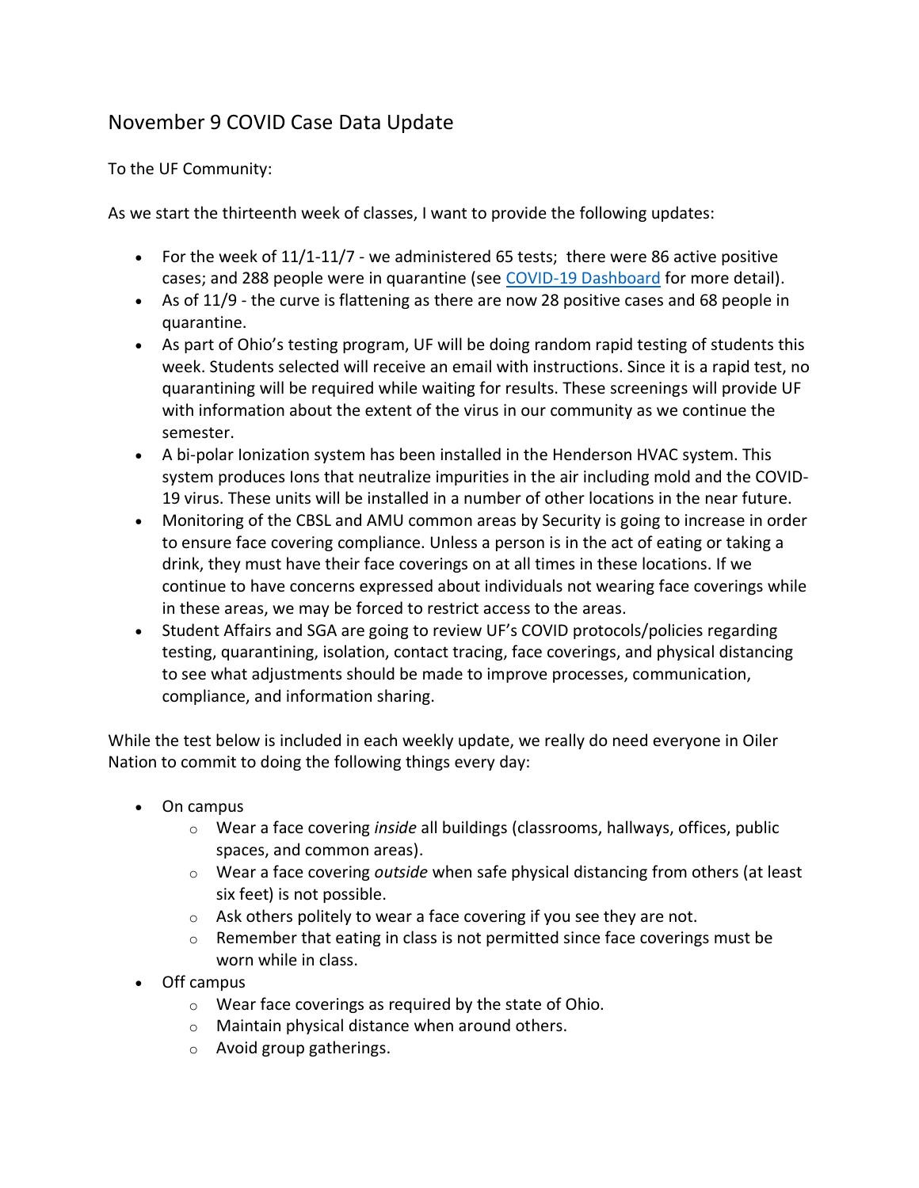## November 9 COVID Case Data Update

To the UF Community:

As we start the thirteenth week of classes, I want to provide the following updates:

- For the week of 11/1-11/7 - we administered 65 tests; there were 86 active positive cases; and 288 people were in quarantine (see [COVID-19 Dashboard]() for more detail).
- As of 11/9 - the curve is flattening as there are now 28 positive cases and 68 people in quarantine.
- As part of Ohio's testing program, UF will be doing random rapid testing of students this week. Students selected will receive an email with instructions. Since it is a rapid test, no quarantining will be required while waiting for results. These screenings will provide UF with information about the extent of the virus in our community as we continue the semester.
- A bi-polar Ionization system has been installed in the Henderson HVAC system. This system produces Ions that neutralize impurities in the air including mold and the COVID-19 virus. These units will be installed in a number of other locations in the near future.
- Monitoring of the CBSL and AMU common areas by Security is going to increase in order to ensure face covering compliance. Unless a person is in the act of eating or taking a drink, they must have their face coverings on at all times in these locations. If we continue to have concerns expressed about individuals not wearing face coverings while in these areas, we may be forced to restrict access to the areas.
- Student Affairs and SGA are going to review UF's COVID protocols/policies regarding testing, quarantining, isolation, contact tracing, face coverings, and physical distancing to see what adjustments should be made to improve processes, communication, compliance, and information sharing.

While the test below is included in each weekly update, we really do need everyone in Oiler Nation to commit to doing the following things every day:

- On campus
  - Wear a face covering *inside* all buildings (classrooms, hallways, offices, public spaces, and common areas).
  - Wear a face covering *outside* when safe physical distancing from others (at least six feet) is not possible.
  - Ask others politely to wear a face covering if you see they are not.
  - Remember that eating in class is not permitted since face coverings must be worn while in class.
- Off campus
  - Wear face coverings as required by the state of Ohio.
  - Maintain physical distance when around others.
  - Avoid group gatherings.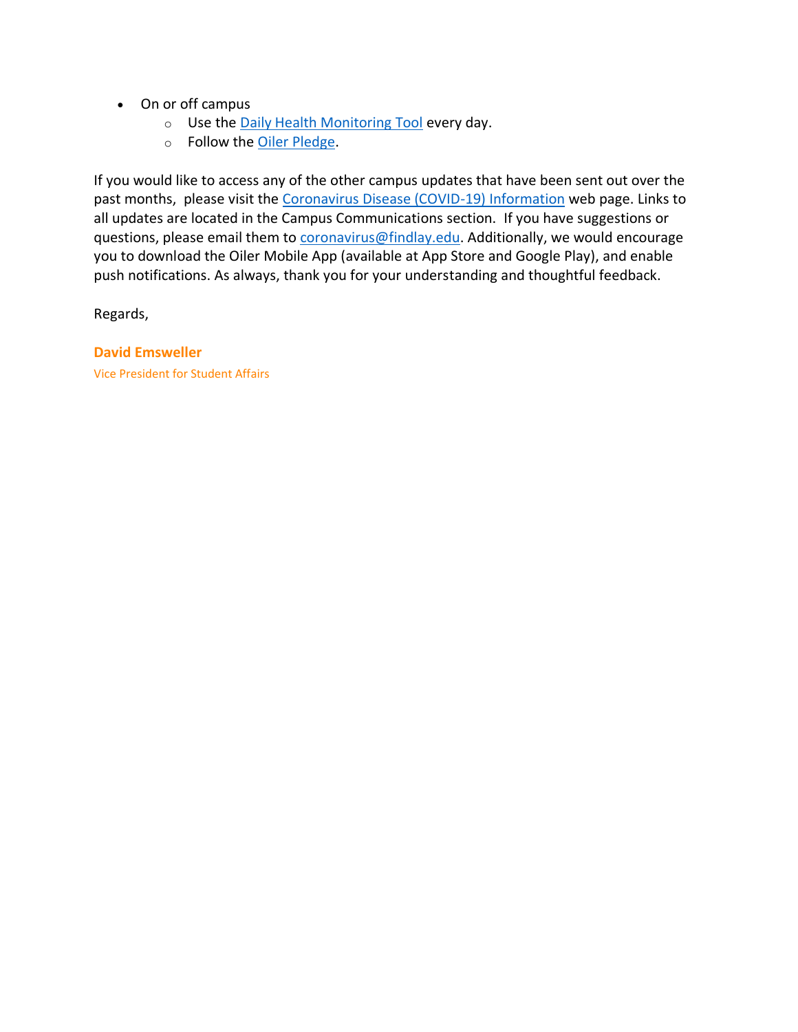- On or off campus
    - Use the Daily Health Monitoring Tool every day.
    - Follow the Oiler Pledge.

If you would like to access any of the other campus updates that have been sent out over the past months, please visit the Coronavirus Disease (COVID-19) Information web page. Links to all updates are located in the Campus Communications section. If you have suggestions or questions, please email them to coronavirus@findlay.edu. Additionally, we would encourage you to download the Oiler Mobile App (available at App Store and Google Play), and enable push notifications. As always, thank you for your understanding and thoughtful feedback.

Regards,

**David Emsweller**
Vice President for Student Affairs